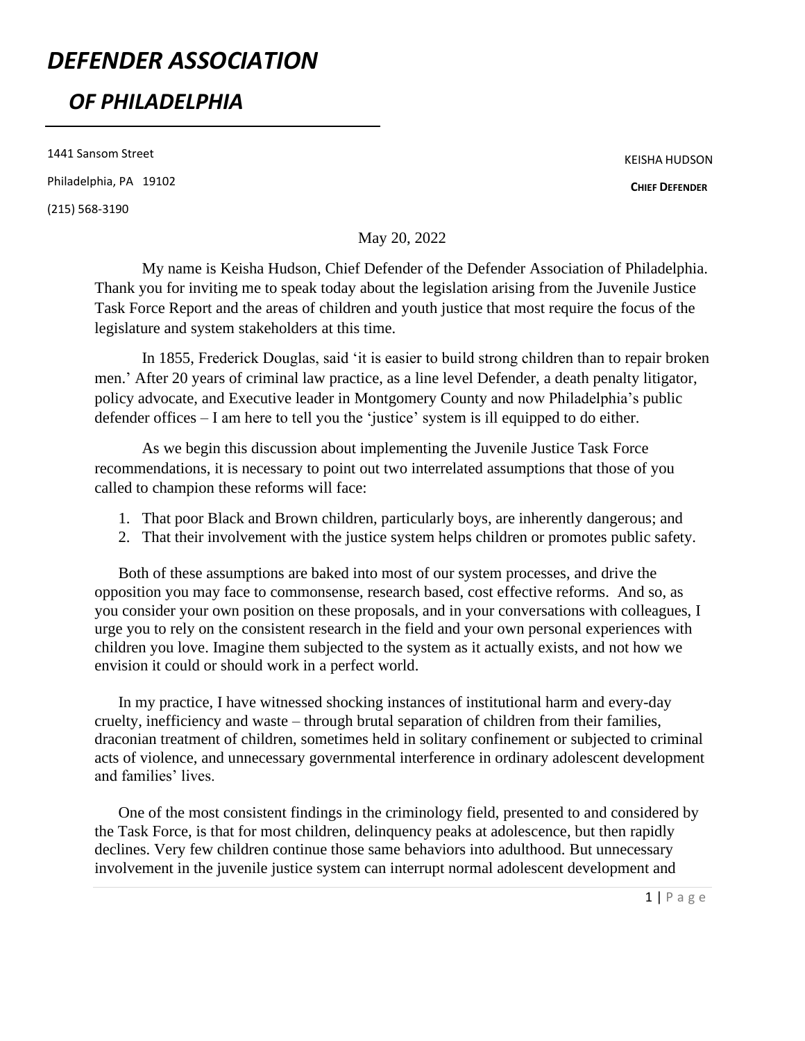# *DEFENDER ASSOCIATION*

# *OF PHILADELPHIA*

1441 Sansom Street

Philadelphia, PA 19102

(215) 568-3190

KEISHA HUDSON

**CHIEF DEFENDER**

May 20, 2022

My name is Keisha Hudson, Chief Defender of the Defender Association of Philadelphia. Thank you for inviting me to speak today about the legislation arising from the Juvenile Justice Task Force Report and the areas of children and youth justice that most require the focus of the legislature and system stakeholders at this time.

In 1855, Frederick Douglas, said 'it is easier to build strong children than to repair broken men.' After 20 years of criminal law practice, as a line level Defender, a death penalty litigator, policy advocate, and Executive leader in Montgomery County and now Philadelphia's public defender offices – I am here to tell you the 'justice' system is ill equipped to do either.

As we begin this discussion about implementing the Juvenile Justice Task Force recommendations, it is necessary to point out two interrelated assumptions that those of you called to champion these reforms will face:

1. That poor Black and Brown children, particularly boys, are inherently dangerous; and
2. That their involvement with the justice system helps children or promotes public safety.

Both of these assumptions are baked into most of our system processes, and drive the opposition you may face to commonsense, research based, cost effective reforms. And so, as you consider your own position on these proposals, and in your conversations with colleagues, I urge you to rely on the consistent research in the field and your own personal experiences with children you love. Imagine them subjected to the system as it actually exists, and not how we envision it could or should work in a perfect world.

In my practice, I have witnessed shocking instances of institutional harm and every-day cruelty, inefficiency and waste – through brutal separation of children from their families, draconian treatment of children, sometimes held in solitary confinement or subjected to criminal acts of violence, and unnecessary governmental interference in ordinary adolescent development and families' lives.

One of the most consistent findings in the criminology field, presented to and considered by the Task Force, is that for most children, delinquency peaks at adolescence, but then rapidly declines. Very few children continue those same behaviors into adulthood. But unnecessary involvement in the juvenile justice system can interrupt normal adolescent development and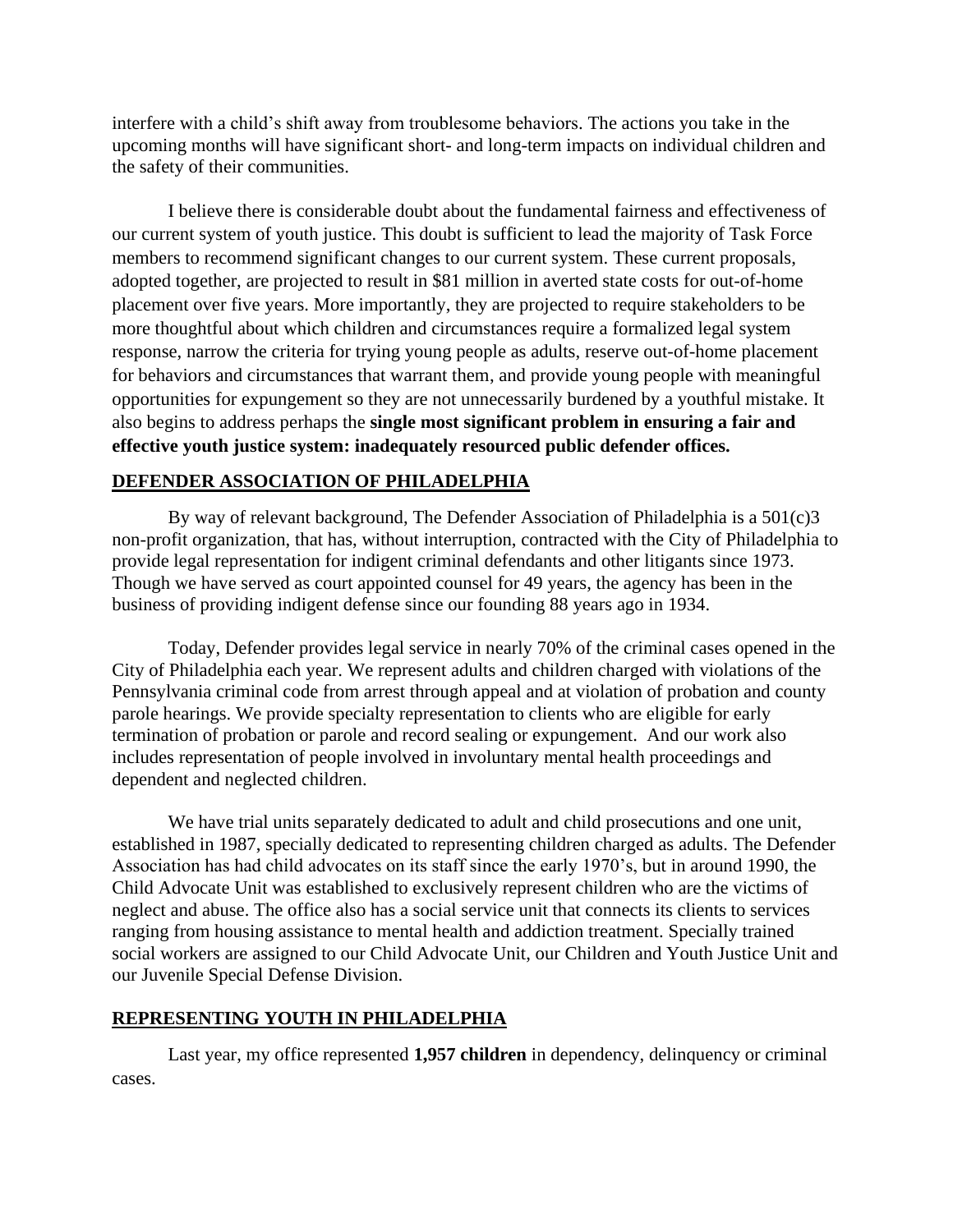interfere with a child's shift away from troublesome behaviors. The actions you take in the upcoming months will have significant short- and long-term impacts on individual children and the safety of their communities.

I believe there is considerable doubt about the fundamental fairness and effectiveness of our current system of youth justice. This doubt is sufficient to lead the majority of Task Force members to recommend significant changes to our current system. These current proposals, adopted together, are projected to result in $81 million in averted state costs for out-of-home placement over five years. More importantly, they are projected to require stakeholders to be more thoughtful about which children and circumstances require a formalized legal system response, narrow the criteria for trying young people as adults, reserve out-of-home placement for behaviors and circumstances that warrant them, and provide young people with meaningful opportunities for expungement so they are not unnecessarily burdened by a youthful mistake. It also begins to address perhaps the **single most significant problem in ensuring a fair and effective youth justice system: inadequately resourced public defender offices.**

## DEFENDER ASSOCIATION OF PHILADELPHIA

By way of relevant background, The Defender Association of Philadelphia is a 501(c)3 non-profit organization, that has, without interruption, contracted with the City of Philadelphia to provide legal representation for indigent criminal defendants and other litigants since 1973. Though we have served as court appointed counsel for 49 years, the agency has been in the business of providing indigent defense since our founding 88 years ago in 1934.

Today, Defender provides legal service in nearly 70% of the criminal cases opened in the City of Philadelphia each year. We represent adults and children charged with violations of the Pennsylvania criminal code from arrest through appeal and at violation of probation and county parole hearings. We provide specialty representation to clients who are eligible for early termination of probation or parole and record sealing or expungement. And our work also includes representation of people involved in involuntary mental health proceedings and dependent and neglected children.

We have trial units separately dedicated to adult and child prosecutions and one unit, established in 1987, specially dedicated to representing children charged as adults. The Defender Association has had child advocates on its staff since the early 1970's, but in around 1990, the Child Advocate Unit was established to exclusively represent children who are the victims of neglect and abuse. The office also has a social service unit that connects its clients to services ranging from housing assistance to mental health and addiction treatment. Specially trained social workers are assigned to our Child Advocate Unit, our Children and Youth Justice Unit and our Juvenile Special Defense Division.

## REPRESENTING YOUTH IN PHILADELPHIA

Last year, my office represented **1,957 children** in dependency, delinquency or criminal cases.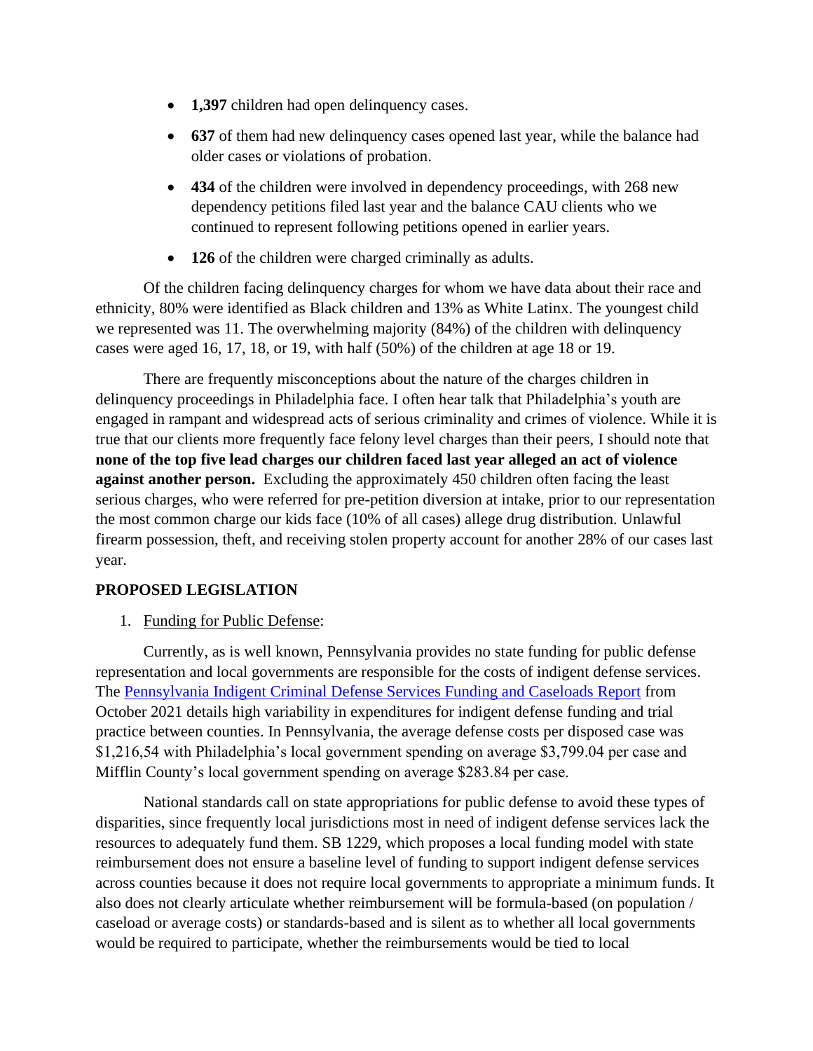- **1,397** children had open delinquency cases.
- **637** of them had new delinquency cases opened last year, while the balance had older cases or violations of probation.
- **434** of the children were involved in dependency proceedings, with 268 new dependency petitions filed last year and the balance CAU clients who we continued to represent following petitions opened in earlier years.
- **126** of the children were charged criminally as adults.

Of the children facing delinquency charges for whom we have data about their race and ethnicity, 80% were identified as Black children and 13% as White Latinx. The youngest child we represented was 11. The overwhelming majority (84%) of the children with delinquency cases were aged 16, 17, 18, or 19, with half (50%) of the children at age 18 or 19.

There are frequently misconceptions about the nature of the charges children in delinquency proceedings in Philadelphia face. I often hear talk that Philadelphia's youth are engaged in rampant and widespread acts of serious criminality and crimes of violence. While it is true that our clients more frequently face felony level charges than their peers, I should note that **none of the top five lead charges our children faced last year alleged an act of violence against another person.** Excluding the approximately 450 children often facing the least serious charges, who were referred for pre-petition diversion at intake, prior to our representation the most common charge our kids face (10% of all cases) allege drug distribution. Unlawful firearm possession, theft, and receiving stolen property account for another 28% of our cases last year.

**PROPOSED LEGISLATION**

1. Funding for Public Defense:

Currently, as is well known, Pennsylvania provides no state funding for public defense representation and local governments are responsible for the costs of indigent defense services. The [Pennsylvania Indigent Criminal Defense Services Funding and Caseloads Report] from October 2021 details high variability in expenditures for indigent defense funding and trial practice between counties. In Pennsylvania, the average defense costs per disposed case was $1,216,54 with Philadelphia's local government spending on average $3,799.04 per case and Mifflin County's local government spending on average $283.84 per case.

National standards call on state appropriations for public defense to avoid these types of disparities, since frequently local jurisdictions most in need of indigent defense services lack the resources to adequately fund them. SB 1229, which proposes a local funding model with state reimbursement does not ensure a baseline level of funding to support indigent defense services across counties because it does not require local governments to appropriate a minimum funds. It also does not clearly articulate whether reimbursement will be formula-based (on population / caseload or average costs) or standards-based and is silent as to whether all local governments would be required to participate, whether the reimbursements would be tied to local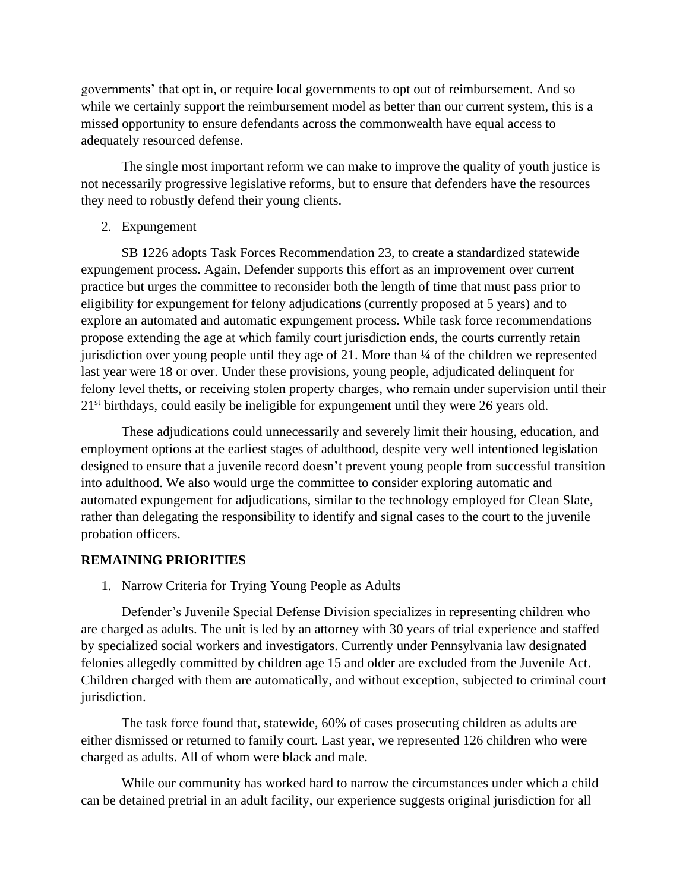governments' that opt in, or require local governments to opt out of reimbursement. And so while we certainly support the reimbursement model as better than our current system, this is a missed opportunity to ensure defendants across the commonwealth have equal access to adequately resourced defense.

The single most important reform we can make to improve the quality of youth justice is not necessarily progressive legislative reforms, but to ensure that defenders have the resources they need to robustly defend their young clients.

2. <u>Expungement</u>

SB 1226 adopts Task Forces Recommendation 23, to create a standardized statewide expungement process. Again, Defender supports this effort as an improvement over current practice but urges the committee to reconsider both the length of time that must pass prior to eligibility for expungement for felony adjudications (currently proposed at 5 years) and to explore an automated and automatic expungement process. While task force recommendations propose extending the age at which family court jurisdiction ends, the courts currently retain jurisdiction over young people until they age of 21. More than ¼ of the children we represented last year were 18 or over. Under these provisions, young people, adjudicated delinquent for felony level thefts, or receiving stolen property charges, who remain under supervision until their 21st birthdays, could easily be ineligible for expungement until they were 26 years old.

These adjudications could unnecessarily and severely limit their housing, education, and employment options at the earliest stages of adulthood, despite very well intentioned legislation designed to ensure that a juvenile record doesn't prevent young people from successful transition into adulthood. We also would urge the committee to consider exploring automatic and automated expungement for adjudications, similar to the technology employed for Clean Slate, rather than delegating the responsibility to identify and signal cases to the court to the juvenile probation officers.

**REMAINING PRIORITIES**

1. <u>Narrow Criteria for Trying Young People as Adults</u>

Defender's Juvenile Special Defense Division specializes in representing children who are charged as adults. The unit is led by an attorney with 30 years of trial experience and staffed by specialized social workers and investigators. Currently under Pennsylvania law designated felonies allegedly committed by children age 15 and older are excluded from the Juvenile Act. Children charged with them are automatically, and without exception, subjected to criminal court jurisdiction.

The task force found that, statewide, 60% of cases prosecuting children as adults are either dismissed or returned to family court. Last year, we represented 126 children who were charged as adults. All of whom were black and male.

While our community has worked hard to narrow the circumstances under which a child can be detained pretrial in an adult facility, our experience suggests original jurisdiction for all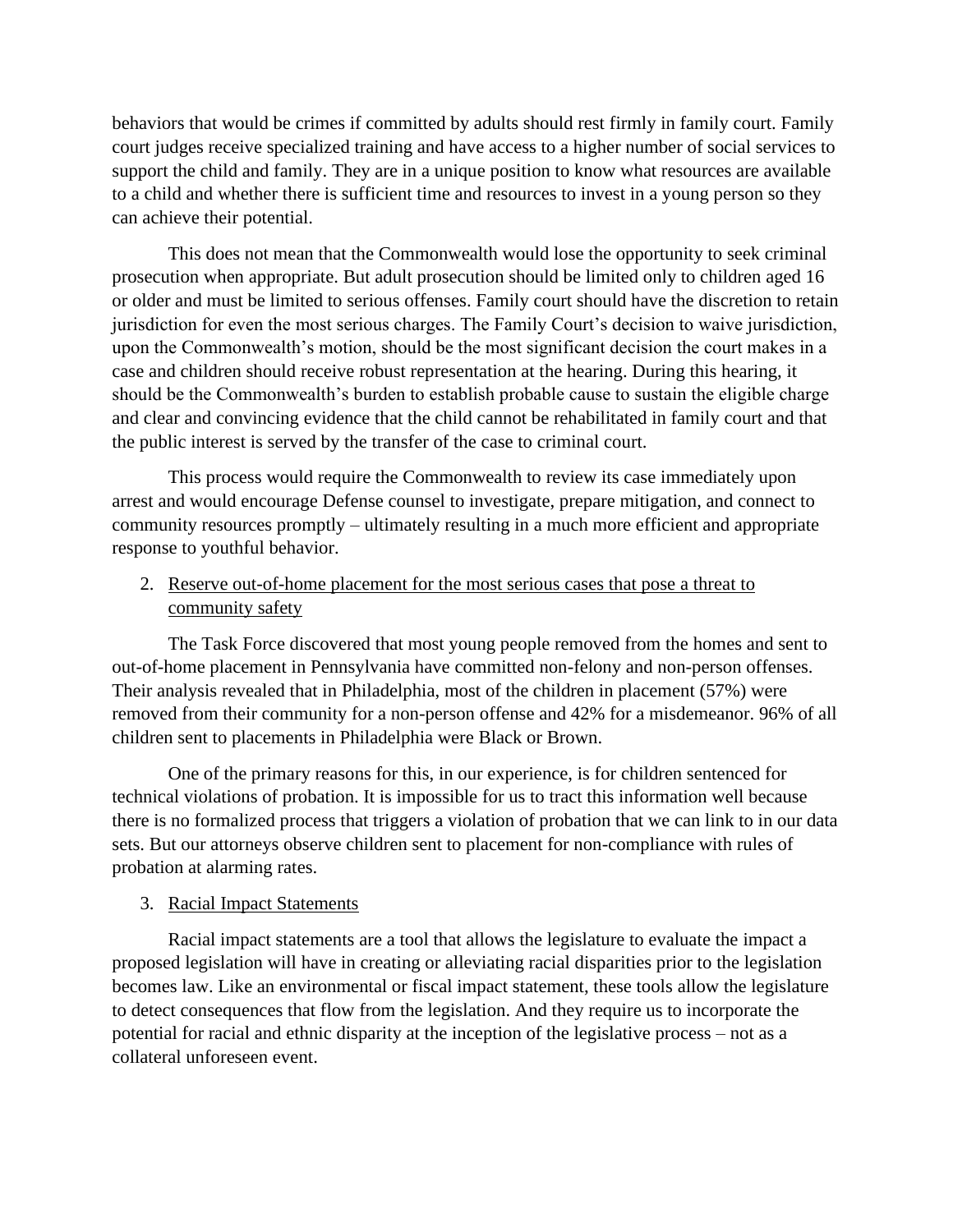behaviors that would be crimes if committed by adults should rest firmly in family court. Family court judges receive specialized training and have access to a higher number of social services to support the child and family. They are in a unique position to know what resources are available to a child and whether there is sufficient time and resources to invest in a young person so they can achieve their potential.

This does not mean that the Commonwealth would lose the opportunity to seek criminal prosecution when appropriate. But adult prosecution should be limited only to children aged 16 or older and must be limited to serious offenses. Family court should have the discretion to retain jurisdiction for even the most serious charges. The Family Court's decision to waive jurisdiction, upon the Commonwealth's motion, should be the most significant decision the court makes in a case and children should receive robust representation at the hearing. During this hearing, it should be the Commonwealth's burden to establish probable cause to sustain the eligible charge and clear and convincing evidence that the child cannot be rehabilitated in family court and that the public interest is served by the transfer of the case to criminal court.

This process would require the Commonwealth to review its case immediately upon arrest and would encourage Defense counsel to investigate, prepare mitigation, and connect to community resources promptly – ultimately resulting in a much more efficient and appropriate response to youthful behavior.

2. <u>Reserve out-of-home placement for the most serious cases that pose a threat to community safety</u>

The Task Force discovered that most young people removed from the homes and sent to out-of-home placement in Pennsylvania have committed non-felony and non-person offenses. Their analysis revealed that in Philadelphia, most of the children in placement (57%) were removed from their community for a non-person offense and 42% for a misdemeanor. 96% of all children sent to placements in Philadelphia were Black or Brown.

One of the primary reasons for this, in our experience, is for children sentenced for technical violations of probation. It is impossible for us to tract this information well because there is no formalized process that triggers a violation of probation that we can link to in our data sets. But our attorneys observe children sent to placement for non-compliance with rules of probation at alarming rates.

3. <u>Racial Impact Statements</u>

Racial impact statements are a tool that allows the legislature to evaluate the impact a proposed legislation will have in creating or alleviating racial disparities prior to the legislation becomes law. Like an environmental or fiscal impact statement, these tools allow the legislature to detect consequences that flow from the legislation. And they require us to incorporate the potential for racial and ethnic disparity at the inception of the legislative process – not as a collateral unforeseen event.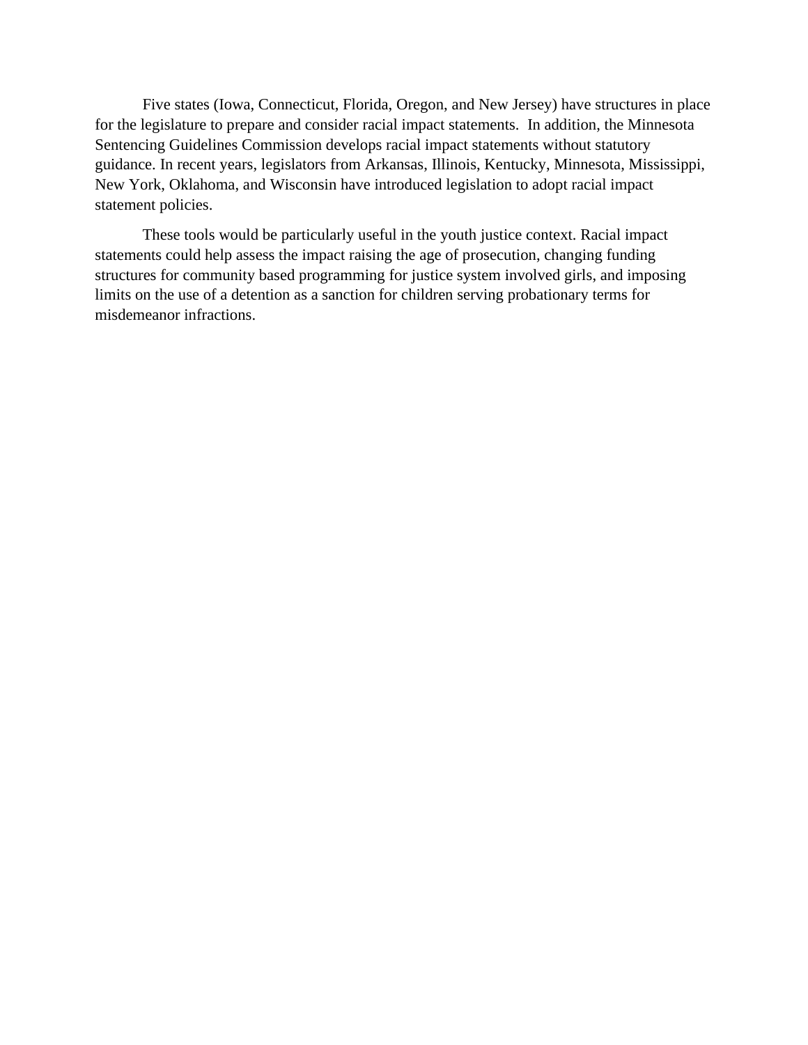Five states (Iowa, Connecticut, Florida, Oregon, and New Jersey) have structures in place for the legislature to prepare and consider racial impact statements. In addition, the Minnesota Sentencing Guidelines Commission develops racial impact statements without statutory guidance. In recent years, legislators from Arkansas, Illinois, Kentucky, Minnesota, Mississippi, New York, Oklahoma, and Wisconsin have introduced legislation to adopt racial impact statement policies.

These tools would be particularly useful in the youth justice context. Racial impact statements could help assess the impact raising the age of prosecution, changing funding structures for community based programming for justice system involved girls, and imposing limits on the use of a detention as a sanction for children serving probationary terms for misdemeanor infractions.